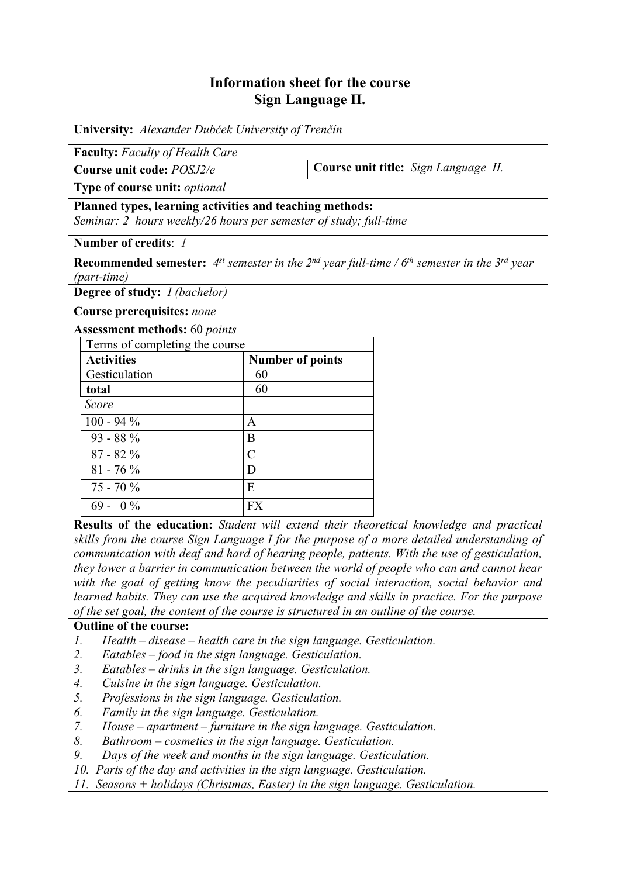# Information sheet for the course
# Sign Language II.

**University:** *Alexander Dubček University of Trenčín*

**Faculty:** *Faculty of Health Care*

**Course unit code:** *POSJ2/e*

**Course unit title:** *Sign Language II.*

**Type of course unit:** *optional*

**Planned types, learning activities and teaching methods:**
*Seminar: 2 hours weekly/26 hours per semester of study; full-time*

**Number of credits**: *1*

**Recommended semester:** *4st semester in the 2nd year full-time / 6th semester in the 3rd year (part-time)*

**Degree of study:** *I (bachelor)*

**Course prerequisites:** *none*

**Assessment methods:** 60 *points*

| Terms of completing the course | |
|---|---|
| **Activities** | **Number of points** |
| Gesticulation | 60 |
| **total** | 60 |
| *Score* | |
| 100 - 94 % | A |
| 93 - 88 % | B |
| 87 - 82 % | C |
| 81 - 76 % | D |
| 75 - 70 % | E |
| 69 - 0 % | FX |

**Results of the education:** *Student will extend their theoretical knowledge and practical skills from the course Sign Language I for the purpose of a more detailed understanding of communication with deaf and hard of hearing people, patients. With the use of gesticulation, they lower a barrier in communication between the world of people who can and cannot hear with the goal of getting know the peculiarities of social interaction, social behavior and learned habits. They can use the acquired knowledge and skills in practice. For the purpose of the set goal, the content of the course is structured in an outline of the course.*

**Outline of the course:**

1. *Health – disease – health care in the sign language. Gesticulation.*
2. *Eatables – food in the sign language. Gesticulation.*
3. *Eatables – drinks in the sign language. Gesticulation.*
4. *Cuisine in the sign language. Gesticulation.*
5. *Professions in the sign language. Gesticulation.*
6. *Family in the sign language. Gesticulation.*
7. *House – apartment – furniture in the sign language. Gesticulation.*
8. *Bathroom – cosmetics in the sign language. Gesticulation.*
9. *Days of the week and months in the sign language. Gesticulation.*
10. *Parts of the day and activities in the sign language. Gesticulation.*
11. *Seasons + holidays (Christmas, Easter) in the sign language. Gesticulation.*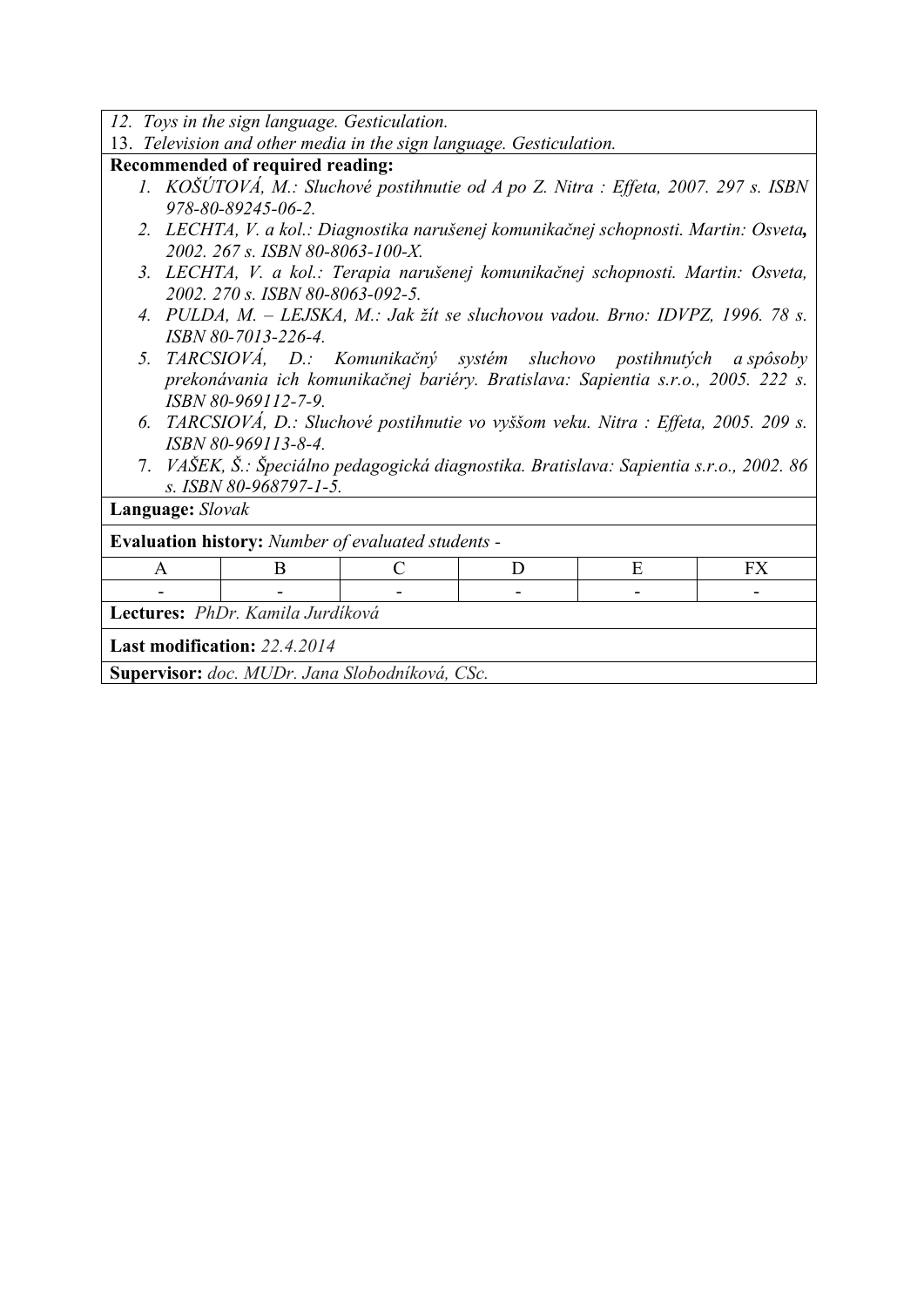12. *Toys in the sign language. Gesticulation.*
13. *Television and other media in the sign language. Gesticulation.*

**Recommended of required reading:**

1. *KOŠÚTOVÁ, M.: Sluchové postihnutie od A po Z. Nitra : Effeta, 2007. 297 s. ISBN 978-80-89245-06-2.*
2. *LECHTA, V. a kol.: Diagnostika narušenej komunikačnej schopnosti. Martin: Osveta, 2002. 267 s. ISBN 80-8063-100-X.*
3. *LECHTA, V. a kol.: Terapia narušenej komunikačnej schopnosti. Martin: Osveta, 2002. 270 s. ISBN 80-8063-092-5.*
4. *PULDA, M. – LEJSKA, M.: Jak žít se sluchovou vadou. Brno: IDVPZ, 1996. 78 s. ISBN 80-7013-226-4.*
5. *TARCSIOVÁ, D.: Komunikačný systém sluchovo postihnutých a spôsoby prekonávania ich komunikačnej bariéry. Bratislava: Sapientia s.r.o., 2005. 222 s. ISBN 80-969112-7-9.*
6. *TARCSIOVÁ, D.: Sluchové postihnutie vo vyššom veku. Nitra : Effeta, 2005. 209 s. ISBN 80-969113-8-4.*
7. *VAŠEK, Š.: Špeciálno pedagogická diagnostika. Bratislava: Sapientia s.r.o., 2002. 86 s. ISBN 80-968797-1-5.*

**Language:** *Slovak*

**Evaluation history:** *Number of evaluated students -*

| A | B | C | D | E | FX |
|---|---|---|---|---|---|
| - | - | - | - | - | - |

**Lectures:** *PhDr. Kamila Jurdíková*

**Last modification:** *22.4.2014*

**Supervisor:** *doc. MUDr. Jana Slobodníková, CSc.*